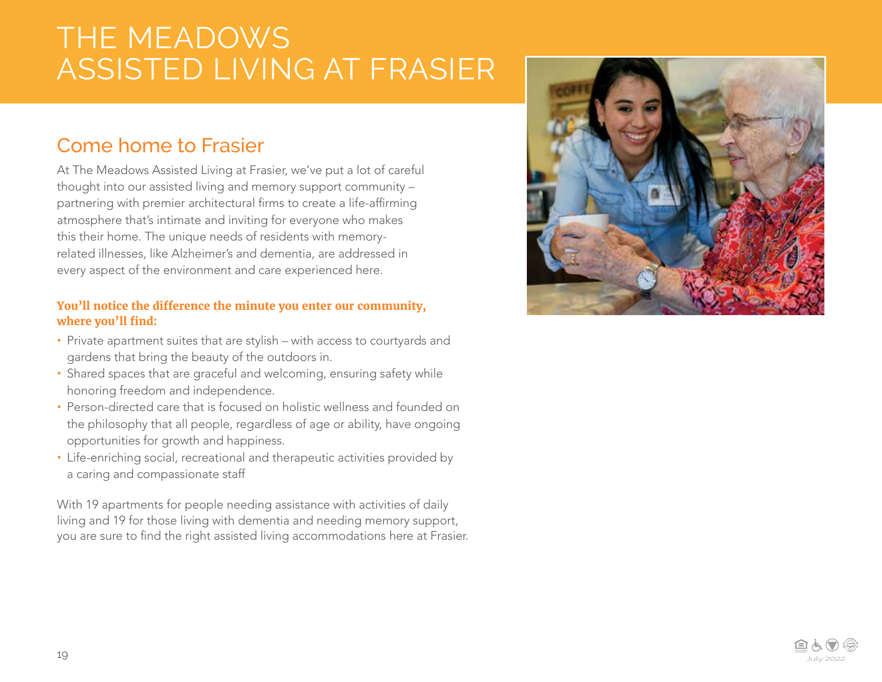# THE MEADOWS ASSISTED LIVING AT FRASIER

## Come home to Frasier

At The Meadows Assisted Living at Frasier, we've put a lot of careful thought into our assisted living and memory support community – partnering with premier architectural firms to create a life-affirming atmosphere that's intimate and inviting for everyone who makes this their home. The unique needs of residents with memory-related illnesses, like Alzheimer's and dementia, are addressed in every aspect of the environment and care experienced here.

**You'll notice the difference the minute you enter our community, where you'll find:**

- Private apartment suites that are stylish – with access to courtyards and gardens that bring the beauty of the outdoors in.
- Shared spaces that are graceful and welcoming, ensuring safety while honoring freedom and independence.
- Person-directed care that is focused on holistic wellness and founded on the philosophy that all people, regardless of age or ability, have ongoing opportunities for growth and happiness.
- Life-enriching social, recreational and therapeutic activities provided by a caring and compassionate staff

With 19 apartments for people needing assistance with activities of daily living and 19 for those living with dementia and needing memory support, you are sure to find the right assisted living accommodations here at Frasier.

July 2022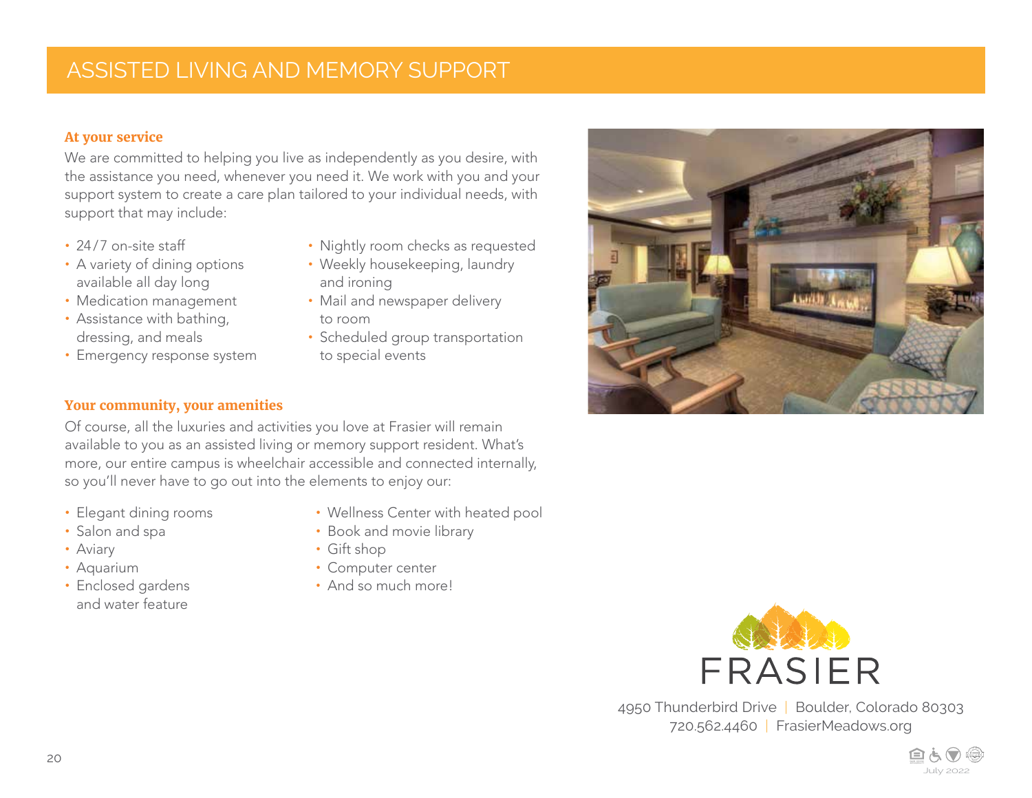# ASSISTED LIVING AND MEMORY SUPPORT

### At your service

We are committed to helping you live as independently as you desire, with the assistance you need, whenever you need it. We work with you and your support system to create a care plan tailored to your individual needs, with support that may include:

- 24/7 on-site staff
- A variety of dining options available all day long
- Medication management
- Assistance with bathing, dressing, and meals
- Emergency response system
- Nightly room checks as requested
- Weekly housekeeping, laundry and ironing
- Mail and newspaper delivery to room
- Scheduled group transportation to special events

### Your community, your amenities

Of course, all the luxuries and activities you love at Frasier will remain available to you as an assisted living or memory support resident. What's more, our entire campus is wheelchair accessible and connected internally, so you'll never have to go out into the elements to enjoy our:

- Elegant dining rooms
- Salon and spa
- Aviary
- Aquarium
- Enclosed gardens and water feature
- Wellness Center with heated pool
- Book and movie library
- Gift shop
- Computer center
- And so much more!

FRASIER

4950 Thunderbird Drive | Boulder, Colorado 80303
720.562.4460 | FrasierMeadows.org

July 2022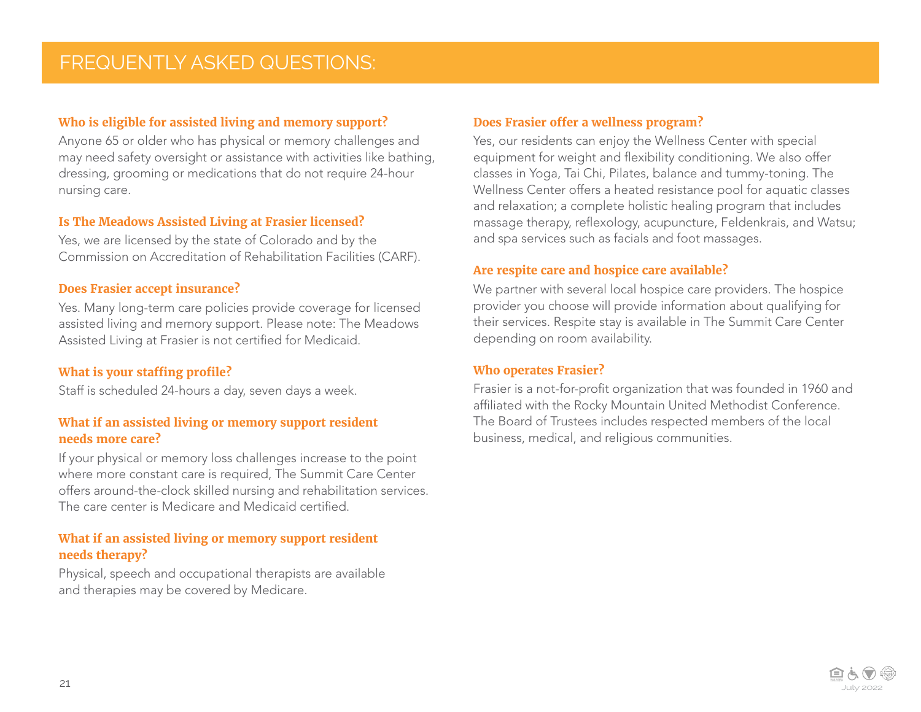# FREQUENTLY ASKED QUESTIONS:

### Who is eligible for assisted living and memory support?

Anyone 65 or older who has physical or memory challenges and may need safety oversight or assistance with activities like bathing, dressing, grooming or medications that do not require 24-hour nursing care.

### Is The Meadows Assisted Living at Frasier licensed?

Yes, we are licensed by the state of Colorado and by the Commission on Accreditation of Rehabilitation Facilities (CARF).

### Does Frasier accept insurance?

Yes. Many long-term care policies provide coverage for licensed assisted living and memory support. Please note: The Meadows Assisted Living at Frasier is not certified for Medicaid.

### What is your staffing profile?

Staff is scheduled 24-hours a day, seven days a week.

### What if an assisted living or memory support resident needs more care?

If your physical or memory loss challenges increase to the point where more constant care is required, The Summit Care Center offers around-the-clock skilled nursing and rehabilitation services. The care center is Medicare and Medicaid certified.

### What if an assisted living or memory support resident needs therapy?

Physical, speech and occupational therapists are available and therapies may be covered by Medicare.

### Does Frasier offer a wellness program?

Yes, our residents can enjoy the Wellness Center with special equipment for weight and flexibility conditioning. We also offer classes in Yoga, Tai Chi, Pilates, balance and tummy-toning. The Wellness Center offers a heated resistance pool for aquatic classes and relaxation; a complete holistic healing program that includes massage therapy, reflexology, acupuncture, Feldenkrais, and Watsu; and spa services such as facials and foot massages.

### Are respite care and hospice care available?

We partner with several local hospice care providers. The hospice provider you choose will provide information about qualifying for their services. Respite stay is available in The Summit Care Center depending on room availability.

### Who operates Frasier?

Frasier is a not-for-profit organization that was founded in 1960 and affiliated with the Rocky Mountain United Methodist Conference. The Board of Trustees includes respected members of the local business, medical, and religious communities.

July 2022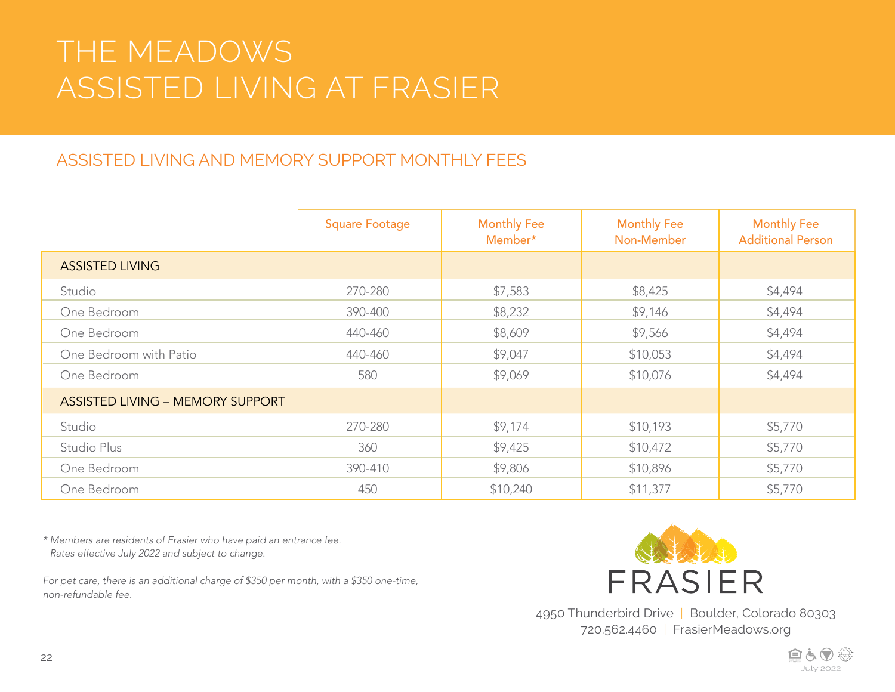# THE MEADOWS
# ASSISTED LIVING AT FRASIER

## ASSISTED LIVING AND MEMORY SUPPORT MONTHLY FEES

| | Square Footage | Monthly Fee Member* | Monthly Fee Non-Member | Monthly Fee Additional Person |
|---|---|---|---|---|
| ASSISTED LIVING | | | | |
| Studio | 270-280 | $7,583 | $8,425 | $4,494 |
| One Bedroom | 390-400 | $8,232 | $9,146 | $4,494 |
| One Bedroom | 440-460 | $8,609 | $9,566 | $4,494 |
| One Bedroom with Patio | 440-460 | $9,047 | $10,053 | $4,494 |
| One Bedroom | 580 | $9,069 | $10,076 | $4,494 |
| ASSISTED LIVING – MEMORY SUPPORT | | | | |
| Studio | 270-280 | $9,174 | $10,193 | $5,770 |
| Studio Plus | 360 | $9,425 | $10,472 | $5,770 |
| One Bedroom | 390-410 | $9,806 | $10,896 | $5,770 |
| One Bedroom | 450 | $10,240 | $11,377 | $5,770 |

*\* Members are residents of Frasier who have paid an entrance fee.*
*Rates effective July 2022 and subject to change.*

*For pet care, there is an additional charge of $350 per month, with a $350 one-time, non-refundable fee.*

FRASIER

4950 Thunderbird Drive | Boulder, Colorado 80303
720.562.4460 | FrasierMeadows.org

July 2022